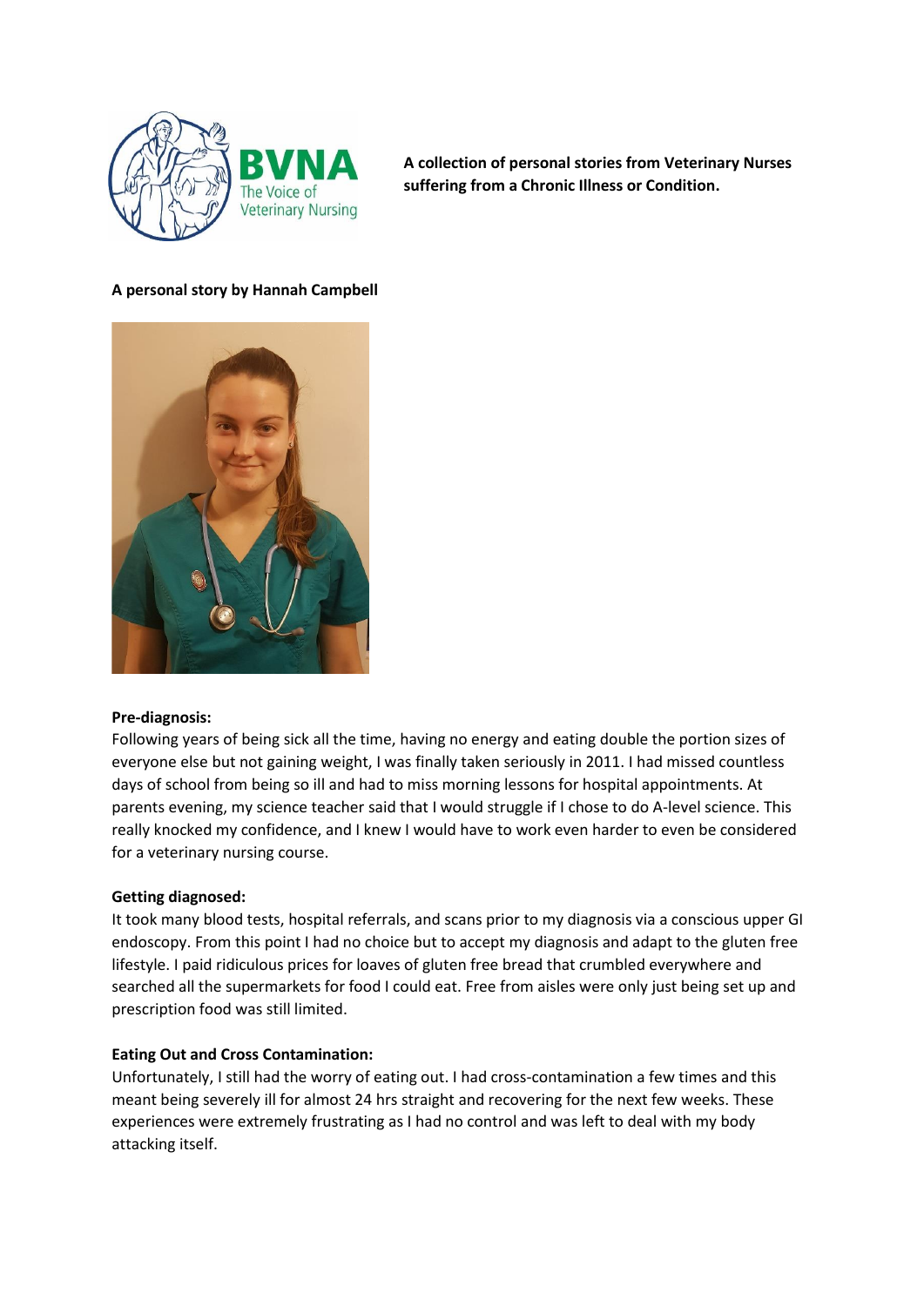**A collection of personal stories from Veterinary Nurses suffering from a Chronic Illness or Condition.**

**A personal story by Hannah Campbell**

**Pre-diagnosis:**

Following years of being sick all the time, having no energy and eating double the portion sizes of everyone else but not gaining weight, I was finally taken seriously in 2011. I had missed countless days of school from being so ill and had to miss morning lessons for hospital appointments. At parents evening, my science teacher said that I would struggle if I chose to do A-level science. This really knocked my confidence, and I knew I would have to work even harder to even be considered for a veterinary nursing course.

**Getting diagnosed:**

It took many blood tests, hospital referrals, and scans prior to my diagnosis via a conscious upper GI endoscopy. From this point I had no choice but to accept my diagnosis and adapt to the gluten free lifestyle. I paid ridiculous prices for loaves of gluten free bread that crumbled everywhere and searched all the supermarkets for food I could eat. Free from aisles were only just being set up and prescription food was still limited.

**Eating Out and Cross Contamination:**

Unfortunately, I still had the worry of eating out. I had cross-contamination a few times and this meant being severely ill for almost 24 hrs straight and recovering for the next few weeks. These experiences were extremely frustrating as I had no control and was left to deal with my body attacking itself.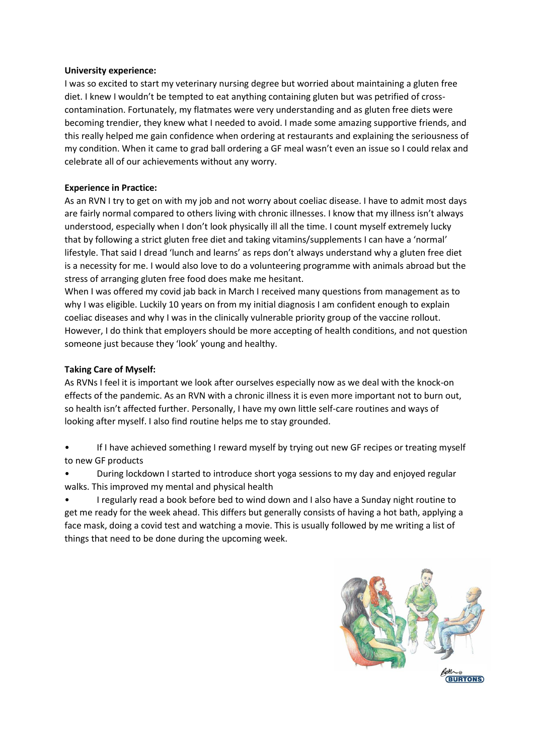**University experience:**

I was so excited to start my veterinary nursing degree but worried about maintaining a gluten free diet. I knew I wouldn't be tempted to eat anything containing gluten but was petrified of cross-contamination. Fortunately, my flatmates were very understanding and as gluten free diets were becoming trendier, they knew what I needed to avoid. I made some amazing supportive friends, and this really helped me gain confidence when ordering at restaurants and explaining the seriousness of my condition. When it came to grad ball ordering a GF meal wasn't even an issue so I could relax and celebrate all of our achievements without any worry.

**Experience in Practice:**

As an RVN I try to get on with my job and not worry about coeliac disease. I have to admit most days are fairly normal compared to others living with chronic illnesses. I know that my illness isn't always understood, especially when I don't look physically ill all the time. I count myself extremely lucky that by following a strict gluten free diet and taking vitamins/supplements I can have a 'normal' lifestyle. That said I dread 'lunch and learns' as reps don't always understand why a gluten free diet is a necessity for me. I would also love to do a volunteering programme with animals abroad but the stress of arranging gluten free food does make me hesitant.

When I was offered my covid jab back in March I received many questions from management as to why I was eligible. Luckily 10 years on from my initial diagnosis I am confident enough to explain coeliac diseases and why I was in the clinically vulnerable priority group of the vaccine rollout. However, I do think that employers should be more accepting of health conditions, and not question someone just because they 'look' young and healthy.

**Taking Care of Myself:**

As RVNs I feel it is important we look after ourselves especially now as we deal with the knock-on effects of the pandemic. As an RVN with a chronic illness it is even more important not to burn out, so health isn't affected further. Personally, I have my own little self-care routines and ways of looking after myself. I also find routine helps me to stay grounded.

- If I have achieved something I reward myself by trying out new GF recipes or treating myself to new GF products
- During lockdown I started to introduce short yoga sessions to my day and enjoyed regular walks. This improved my mental and physical health
- I regularly read a book before bed to wind down and I also have a Sunday night routine to get me ready for the week ahead. This differs but generally consists of having a hot bath, applying a face mask, doing a covid test and watching a movie. This is usually followed by me writing a list of things that need to be done during the upcoming week.